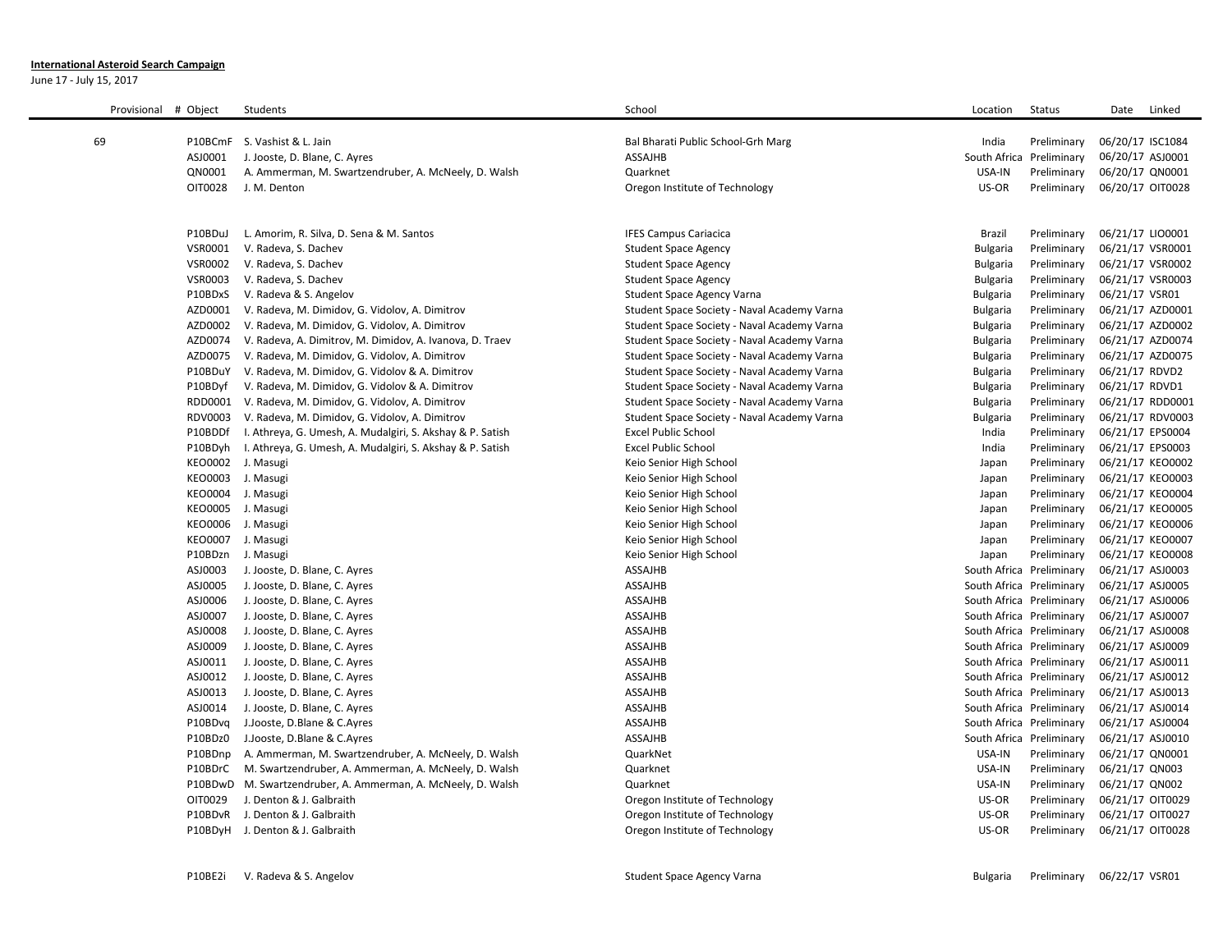**International Asteroid Search Campaign**

June 17 - July 15, 2017

| Provisional # | Object | Students | School | Location | Status | Date | Linked |
|---|---|---|---|---|---|---|---|
| 69 | P10BCmF | S. Vashist & L. Jain | Bal Bharati Public School-Grh Marg | India | Preliminary | 06/20/17 | ISC1084 |
| | ASJ0001 | J. Jooste, D. Blane, C. Ayres | ASSAJHB | South Africa | Preliminary | 06/20/17 | ASJ0001 |
| | QN0001 | A. Ammerman, M. Swartzendruber, A. McNeely, D. Walsh | Quarknet | USA-IN | Preliminary | 06/20/17 | QN0001 |
| | OIT0028 | J. M. Denton | Oregon Institute of Technology | US-OR | Preliminary | 06/20/17 | OIT0028 |
| | | | | | | | |
| | P10BDuJ | L. Amorim, R. Silva, D. Sena & M. Santos | IFES Campus Cariacica | Brazil | Preliminary | 06/21/17 | LIO0001 |
| | VSR0001 | V. Radeva, S. Dachev | Student Space Agency | Bulgaria | Preliminary | 06/21/17 | VSR0001 |
| | VSR0002 | V. Radeva, S. Dachev | Student Space Agency | Bulgaria | Preliminary | 06/21/17 | VSR0002 |
| | VSR0003 | V. Radeva, S. Dachev | Student Space Agency | Bulgaria | Preliminary | 06/21/17 | VSR0003 |
| | P10BDxS | V. Radeva & S. Angelov | Student Space Agency Varna | Bulgaria | Preliminary | 06/21/17 | VSR01 |
| | AZD0001 | V. Radeva, M. Dimidov, G. Vidolov, A. Dimitrov | Student Space Society - Naval Academy Varna | Bulgaria | Preliminary | 06/21/17 | AZD0001 |
| | AZD0002 | V. Radeva, M. Dimidov, G. Vidolov, A. Dimitrov | Student Space Society - Naval Academy Varna | Bulgaria | Preliminary | 06/21/17 | AZD0002 |
| | AZD0074 | V. Radeva, A. Dimitrov, M. Dimidov, A. Ivanova, D. Traev | Student Space Society - Naval Academy Varna | Bulgaria | Preliminary | 06/21/17 | AZD0074 |
| | AZD0075 | V. Radeva, M. Dimidov, G. Vidolov, A. Dimitrov | Student Space Society - Naval Academy Varna | Bulgaria | Preliminary | 06/21/17 | AZD0075 |
| | P10BDuY | V. Radeva, M. Dimidov, G. Vidolov & A. Dimitrov | Student Space Society - Naval Academy Varna | Bulgaria | Preliminary | 06/21/17 | RDVD2 |
| | P10BDyf | V. Radeva, M. Dimidov, G. Vidolov & A. Dimitrov | Student Space Society - Naval Academy Varna | Bulgaria | Preliminary | 06/21/17 | RDVD1 |
| | RDD0001 | V. Radeva, M. Dimidov, G. Vidolov, A. Dimitrov | Student Space Society - Naval Academy Varna | Bulgaria | Preliminary | 06/21/17 | RDD0001 |
| | RDV0003 | V. Radeva, M. Dimidov, G. Vidolov, A. Dimitrov | Student Space Society - Naval Academy Varna | Bulgaria | Preliminary | 06/21/17 | RDV0003 |
| | P10BDDf | I. Athreya, G. Umesh, A. Mudalgiri, S. Akshay & P. Satish | Excel Public School | India | Preliminary | 06/21/17 | EPS0004 |
| | P10BDyh | I. Athreya, G. Umesh, A. Mudalgiri, S. Akshay & P. Satish | Excel Public School | India | Preliminary | 06/21/17 | EPS0003 |
| | KEO0002 | J. Masugi | Keio Senior High School | Japan | Preliminary | 06/21/17 | KEO0002 |
| | KEO0003 | J. Masugi | Keio Senior High School | Japan | Preliminary | 06/21/17 | KEO0003 |
| | KEO0004 | J. Masugi | Keio Senior High School | Japan | Preliminary | 06/21/17 | KEO0004 |
| | KEO0005 | J. Masugi | Keio Senior High School | Japan | Preliminary | 06/21/17 | KEO0005 |
| | KEO0006 | J. Masugi | Keio Senior High School | Japan | Preliminary | 06/21/17 | KEO0006 |
| | KEO0007 | J. Masugi | Keio Senior High School | Japan | Preliminary | 06/21/17 | KEO0007 |
| | P10BDzn | J. Masugi | Keio Senior High School | Japan | Preliminary | 06/21/17 | KEO0008 |
| | ASJ0003 | J. Jooste, D. Blane, C. Ayres | ASSAJHB | South Africa | Preliminary | 06/21/17 | ASJ0003 |
| | ASJ0005 | J. Jooste, D. Blane, C. Ayres | ASSAJHB | South Africa | Preliminary | 06/21/17 | ASJ0005 |
| | ASJ0006 | J. Jooste, D. Blane, C. Ayres | ASSAJHB | South Africa | Preliminary | 06/21/17 | ASJ0006 |
| | ASJ0007 | J. Jooste, D. Blane, C. Ayres | ASSAJHB | South Africa | Preliminary | 06/21/17 | ASJ0007 |
| | ASJ0008 | J. Jooste, D. Blane, C. Ayres | ASSAJHB | South Africa | Preliminary | 06/21/17 | ASJ0008 |
| | ASJ0009 | J. Jooste, D. Blane, C. Ayres | ASSAJHB | South Africa | Preliminary | 06/21/17 | ASJ0009 |
| | ASJ0011 | J. Jooste, D. Blane, C. Ayres | ASSAJHB | South Africa | Preliminary | 06/21/17 | ASJ0011 |
| | ASJ0012 | J. Jooste, D. Blane, C. Ayres | ASSAJHB | South Africa | Preliminary | 06/21/17 | ASJ0012 |
| | ASJ0013 | J. Jooste, D. Blane, C. Ayres | ASSAJHB | South Africa | Preliminary | 06/21/17 | ASJ0013 |
| | ASJ0014 | J. Jooste, D. Blane, C. Ayres | ASSAJHB | South Africa | Preliminary | 06/21/17 | ASJ0014 |
| | P10BDvq | J.Jooste, D.Blane & C.Ayres | ASSAJHB | South Africa | Preliminary | 06/21/17 | ASJ0004 |
| | P10BDz0 | J.Jooste, D.Blane & C.Ayres | ASSAJHB | South Africa | Preliminary | 06/21/17 | ASJ0010 |
| | P10BDnp | A. Ammerman, M. Swartzendruber, A. McNeely, D. Walsh | QuarkNet | USA-IN | Preliminary | 06/21/17 | QN0001 |
| | P10BDrC | M. Swartzendruber, A. Ammerman, A. McNeely, D. Walsh | Quarknet | USA-IN | Preliminary | 06/21/17 | QN003 |
| | P10BDwD | M. Swartzendruber, A. Ammerman, A. McNeely, D. Walsh | Quarknet | USA-IN | Preliminary | 06/21/17 | QN002 |
| | OIT0029 | J. Denton & J. Galbraith | Oregon Institute of Technology | US-OR | Preliminary | 06/21/17 | OIT0029 |
| | P10BDvR | J. Denton & J. Galbraith | Oregon Institute of Technology | US-OR | Preliminary | 06/21/17 | OIT0027 |
| | P10BDyH | J. Denton & J. Galbraith | Oregon Institute of Technology | US-OR | Preliminary | 06/21/17 | OIT0028 |
| | | | | | | | |
| | P10BE2i | V. Radeva & S. Angelov | Student Space Agency Varna | Bulgaria | Preliminary | 06/22/17 | VSR01 |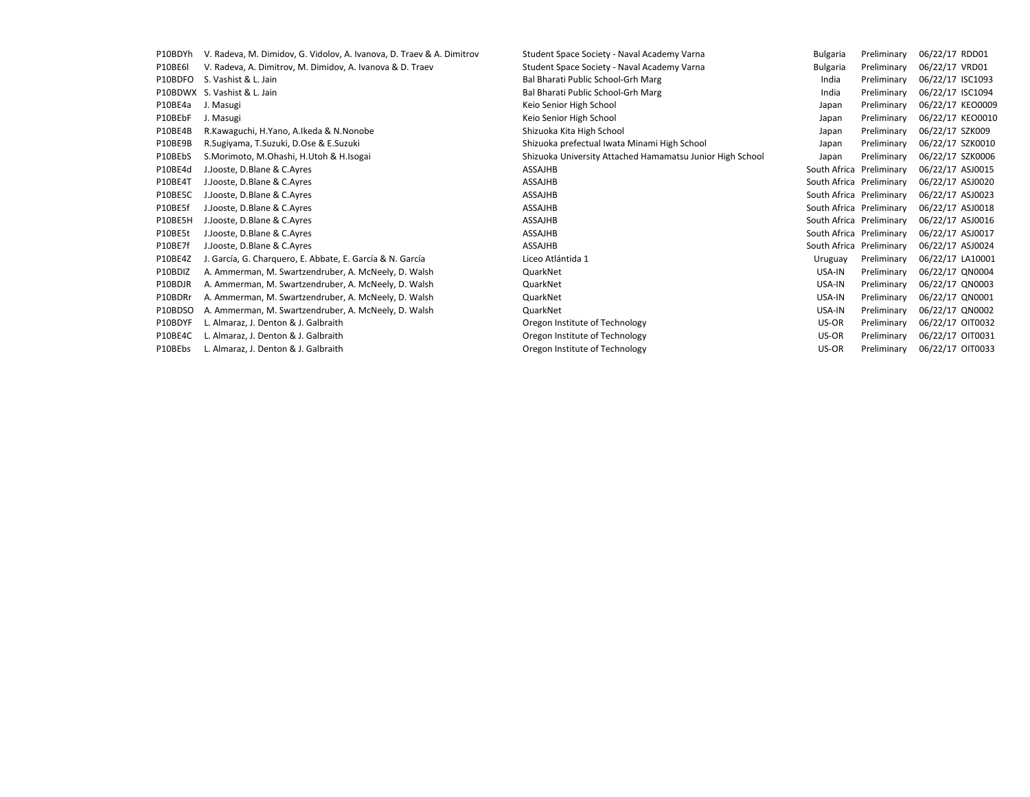| | | | | | | |
|---|---|---|---|---|---|---|
| P10BDYh | V. Radeva, M. Dimidov, G. Vidolov, A. Ivanova, D. Traev & A. Dimitrov | Student Space Society - Naval Academy Varna | Bulgaria | Preliminary | 06/22/17 | RDD01 |
| P10BE6l | V. Radeva, A. Dimitrov, M. Dimidov, A. Ivanova & D. Traev | Student Space Society - Naval Academy Varna | Bulgaria | Preliminary | 06/22/17 | VRD01 |
| P10BDFO | S. Vashist & L. Jain | Bal Bharati Public School-Grh Marg | India | Preliminary | 06/22/17 | ISC1093 |
| P10BDWX | S. Vashist & L. Jain | Bal Bharati Public School-Grh Marg | India | Preliminary | 06/22/17 | ISC1094 |
| P10BE4a | J. Masugi | Keio Senior High School | Japan | Preliminary | 06/22/17 | KEO0009 |
| P10BEbF | J. Masugi | Keio Senior High School | Japan | Preliminary | 06/22/17 | KEO0010 |
| P10BE4B | R.Kawaguchi, H.Yano, A.Ikeda & N.Nonobe | Shizuoka Kita High School | Japan | Preliminary | 06/22/17 | SZK009 |
| P10BE9B | R.Sugiyama, T.Suzuki, D.Ose & E.Suzuki | Shizuoka prefectual Iwata Minami High School | Japan | Preliminary | 06/22/17 | SZK0010 |
| P10BEbS | S.Morimoto, M.Ohashi, H.Utoh & H.Isogai | Shizuoka University Attached Hamamatsu Junior High School | Japan | Preliminary | 06/22/17 | SZK0006 |
| P10BE4d | J.Jooste, D.Blane & C.Ayres | ASSAJHB | South Africa | Preliminary | 06/22/17 | ASJ0015 |
| P10BE4T | J.Jooste, D.Blane & C.Ayres | ASSAJHB | South Africa | Preliminary | 06/22/17 | ASJ0020 |
| P10BE5C | J.Jooste, D.Blane & C.Ayres | ASSAJHB | South Africa | Preliminary | 06/22/17 | ASJ0023 |
| P10BE5f | J.Jooste, D.Blane & C.Ayres | ASSAJHB | South Africa | Preliminary | 06/22/17 | ASJ0018 |
| P10BE5H | J.Jooste, D.Blane & C.Ayres | ASSAJHB | South Africa | Preliminary | 06/22/17 | ASJ0016 |
| P10BE5t | J.Jooste, D.Blane & C.Ayres | ASSAJHB | South Africa | Preliminary | 06/22/17 | ASJ0017 |
| P10BE7f | J.Jooste, D.Blane & C.Ayres | ASSAJHB | South Africa | Preliminary | 06/22/17 | ASJ0024 |
| P10BE4Z | J. García, G. Charquero, E. Abbate, E. García & N. García | Liceo Atlántida 1 | Uruguay | Preliminary | 06/22/17 | LA10001 |
| P10BDIZ | A. Ammerman, M. Swartzendruber, A. McNeely, D. Walsh | QuarkNet | USA-IN | Preliminary | 06/22/17 | QN0004 |
| P10BDJR | A. Ammerman, M. Swartzendruber, A. McNeely, D. Walsh | QuarkNet | USA-IN | Preliminary | 06/22/17 | QN0003 |
| P10BDRr | A. Ammerman, M. Swartzendruber, A. McNeely, D. Walsh | QuarkNet | USA-IN | Preliminary | 06/22/17 | QN0001 |
| P10BDSO | A. Ammerman, M. Swartzendruber, A. McNeely, D. Walsh | QuarkNet | USA-IN | Preliminary | 06/22/17 | QN0002 |
| P10BDYF | L. Almaraz, J. Denton & J. Galbraith | Oregon Institute of Technology | US-OR | Preliminary | 06/22/17 | OIT0032 |
| P10BE4C | L. Almaraz, J. Denton & J. Galbraith | Oregon Institute of Technology | US-OR | Preliminary | 06/22/17 | OIT0031 |
| P10BEbs | L. Almaraz, J. Denton & J. Galbraith | Oregon Institute of Technology | US-OR | Preliminary | 06/22/17 | OIT0033 |